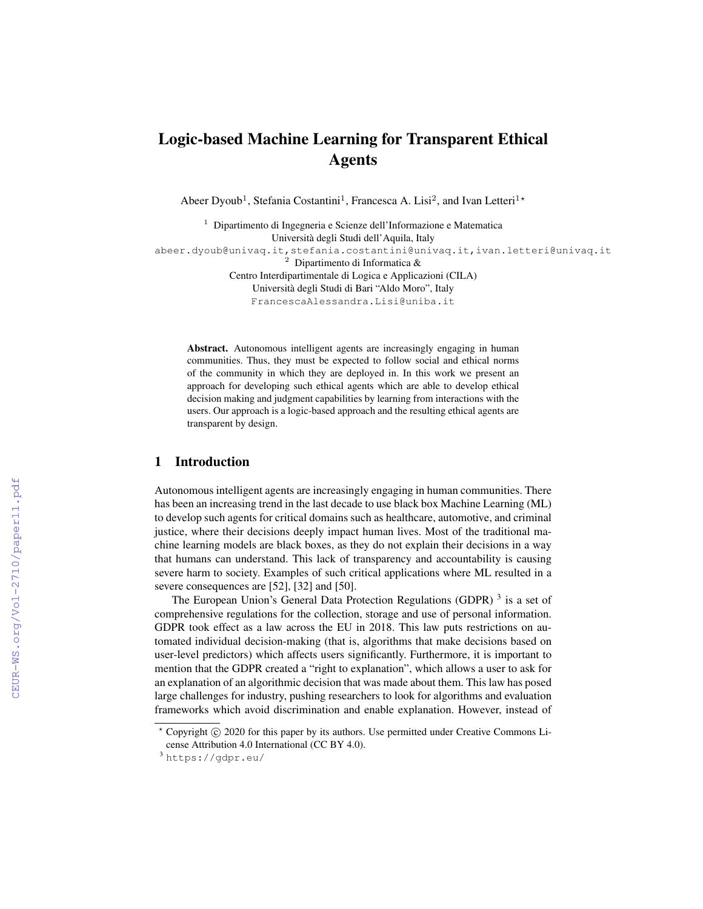# Logic-based Machine Learning for Transparent Ethical Agents

Abeer Dyoub[1], Stefania Costantini[1], Francesca A. Lisi[2], and Ivan Letteri[1]*

[1] Dipartimento di Ingegneria e Scienze dell'Informazione e Matematica
Università degli Studi dell'Aquila, Italy
abeer.dyoub@univaq.it,stefania.costantini@univaq.it,ivan.letteri@univaq.it

[2] Dipartimento di Informatica &
Centro Interdipartimentale di Logica e Applicazioni (CILA)
Università degli Studi di Bari "Aldo Moro", Italy
FrancescaAlessandra.Lisi@uniba.it

**Abstract.** Autonomous intelligent agents are increasingly engaging in human communities. Thus, they must be expected to follow social and ethical norms of the community in which they are deployed in. In this work we present an approach for developing such ethical agents which are able to develop ethical decision making and judgment capabilities by learning from interactions with the users. Our approach is a logic-based approach and the resulting ethical agents are transparent by design.

## 1 Introduction

Autonomous intelligent agents are increasingly engaging in human communities. There has been an increasing trend in the last decade to use black box Machine Learning (ML) to develop such agents for critical domains such as healthcare, automotive, and criminal justice, where their decisions deeply impact human lives. Most of the traditional machine learning models are black boxes, as they do not explain their decisions in a way that humans can understand. This lack of transparency and accountability is causing severe harm to society. Examples of such critical applications where ML resulted in a severe consequences are [52], [32] and [50].

The European Union's General Data Protection Regulations (GDPR) [3] is a set of comprehensive regulations for the collection, storage and use of personal information. GDPR took effect as a law across the EU in 2018. This law puts restrictions on automated individual decision-making (that is, algorithms that make decisions based on user-level predictors) which affects users significantly. Furthermore, it is important to mention that the GDPR created a "right to explanation", which allows a user to ask for an explanation of an algorithmic decision that was made about them. This law has posed large challenges for industry, pushing researchers to look for algorithms and evaluation frameworks which avoid discrimination and enable explanation. However, instead of

* Copyright © 2020 for this paper by its authors. Use permitted under Creative Commons License Attribution 4.0 International (CC BY 4.0).

[3] https://gdpr.eu/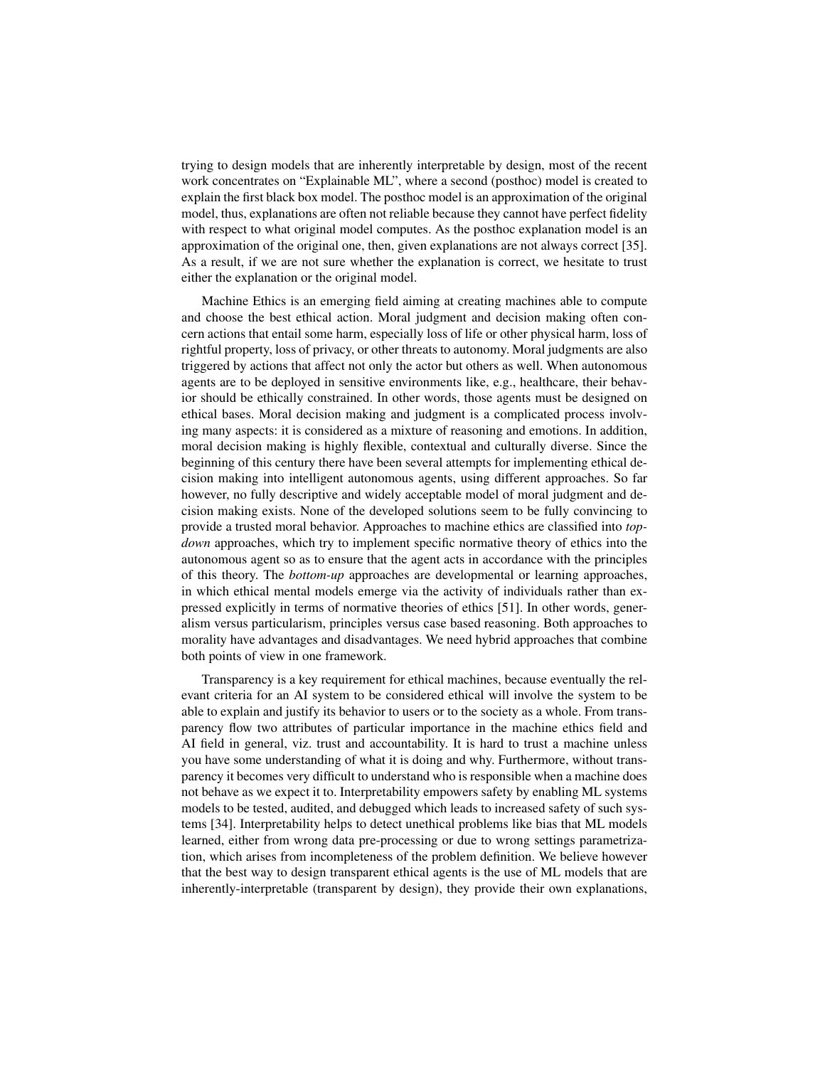trying to design models that are inherently interpretable by design, most of the recent work concentrates on "Explainable ML", where a second (posthoc) model is created to explain the first black box model. The posthoc model is an approximation of the original model, thus, explanations are often not reliable because they cannot have perfect fidelity with respect to what original model computes. As the posthoc explanation model is an approximation of the original one, then, given explanations are not always correct [35]. As a result, if we are not sure whether the explanation is correct, we hesitate to trust either the explanation or the original model.

Machine Ethics is an emerging field aiming at creating machines able to compute and choose the best ethical action. Moral judgment and decision making often concern actions that entail some harm, especially loss of life or other physical harm, loss of rightful property, loss of privacy, or other threats to autonomy. Moral judgments are also triggered by actions that affect not only the actor but others as well. When autonomous agents are to be deployed in sensitive environments like, e.g., healthcare, their behavior should be ethically constrained. In other words, those agents must be designed on ethical bases. Moral decision making and judgment is a complicated process involving many aspects: it is considered as a mixture of reasoning and emotions. In addition, moral decision making is highly flexible, contextual and culturally diverse. Since the beginning of this century there have been several attempts for implementing ethical decision making into intelligent autonomous agents, using different approaches. So far however, no fully descriptive and widely acceptable model of moral judgment and decision making exists. None of the developed solutions seem to be fully convincing to provide a trusted moral behavior. Approaches to machine ethics are classified into *top-down* approaches, which try to implement specific normative theory of ethics into the autonomous agent so as to ensure that the agent acts in accordance with the principles of this theory. The *bottom-up* approaches are developmental or learning approaches, in which ethical mental models emerge via the activity of individuals rather than expressed explicitly in terms of normative theories of ethics [51]. In other words, generalism versus particularism, principles versus case based reasoning. Both approaches to morality have advantages and disadvantages. We need hybrid approaches that combine both points of view in one framework.

Transparency is a key requirement for ethical machines, because eventually the relevant criteria for an AI system to be considered ethical will involve the system to be able to explain and justify its behavior to users or to the society as a whole. From transparency flow two attributes of particular importance in the machine ethics field and AI field in general, viz. trust and accountability. It is hard to trust a machine unless you have some understanding of what it is doing and why. Furthermore, without transparency it becomes very difficult to understand who is responsible when a machine does not behave as we expect it to. Interpretability empowers safety by enabling ML systems models to be tested, audited, and debugged which leads to increased safety of such systems [34]. Interpretability helps to detect unethical problems like bias that ML models learned, either from wrong data pre-processing or due to wrong settings parametrization, which arises from incompleteness of the problem definition. We believe however that the best way to design transparent ethical agents is the use of ML models that are inherently-interpretable (transparent by design), they provide their own explanations,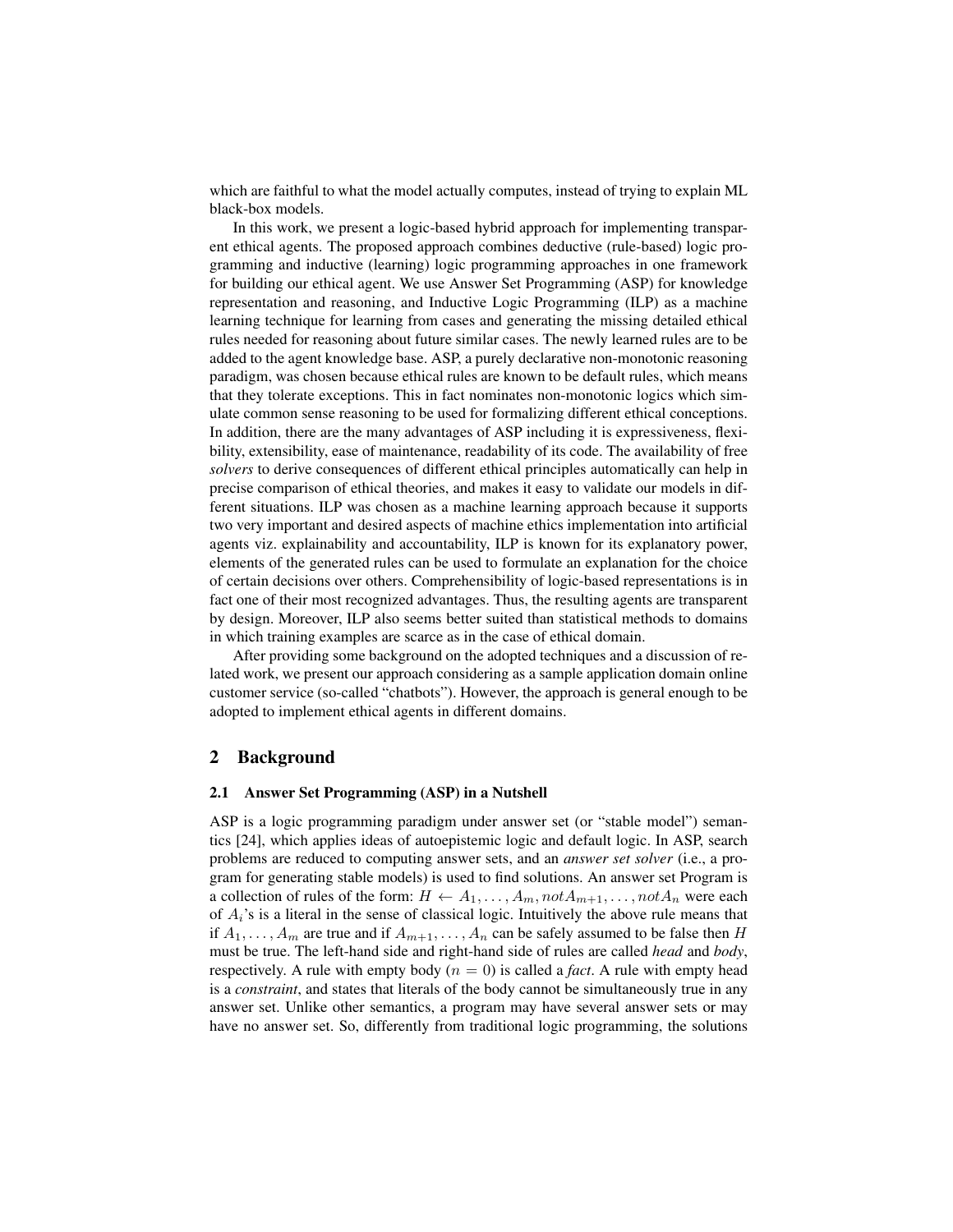which are faithful to what the model actually computes, instead of trying to explain ML black-box models.

In this work, we present a logic-based hybrid approach for implementing transparent ethical agents. The proposed approach combines deductive (rule-based) logic programming and inductive (learning) logic programming approaches in one framework for building our ethical agent. We use Answer Set Programming (ASP) for knowledge representation and reasoning, and Inductive Logic Programming (ILP) as a machine learning technique for learning from cases and generating the missing detailed ethical rules needed for reasoning about future similar cases. The newly learned rules are to be added to the agent knowledge base. ASP, a purely declarative non-monotonic reasoning paradigm, was chosen because ethical rules are known to be default rules, which means that they tolerate exceptions. This in fact nominates non-monotonic logics which simulate common sense reasoning to be used for formalizing different ethical conceptions. In addition, there are the many advantages of ASP including it is expressiveness, flexibility, extensibility, ease of maintenance, readability of its code. The availability of free *solvers* to derive consequences of different ethical principles automatically can help in precise comparison of ethical theories, and makes it easy to validate our models in different situations. ILP was chosen as a machine learning approach because it supports two very important and desired aspects of machine ethics implementation into artificial agents viz. explainability and accountability, ILP is known for its explanatory power, elements of the generated rules can be used to formulate an explanation for the choice of certain decisions over others. Comprehensibility of logic-based representations is in fact one of their most recognized advantages. Thus, the resulting agents are transparent by design. Moreover, ILP also seems better suited than statistical methods to domains in which training examples are scarce as in the case of ethical domain.

After providing some background on the adopted techniques and a discussion of related work, we present our approach considering as a sample application domain online customer service (so-called "chatbots"). However, the approach is general enough to be adopted to implement ethical agents in different domains.

## 2 Background

### 2.1 Answer Set Programming (ASP) in a Nutshell

ASP is a logic programming paradigm under answer set (or "stable model") semantics [24], which applies ideas of autoepistemic logic and default logic. In ASP, search problems are reduced to computing answer sets, and an *answer set solver* (i.e., a program for generating stable models) is used to find solutions. An answer set Program is a collection of rules of the form: $H \leftarrow A_1, \ldots, A_m, not A_{m+1}, \ldots, not A_n$ were each of $A_i$'s is a literal in the sense of classical logic. Intuitively the above rule means that if $A_1, \ldots, A_m$ are true and if $A_{m+1}, \ldots, A_n$ can be safely assumed to be false then $H$ must be true. The left-hand side and right-hand side of rules are called *head* and *body*, respectively. A rule with empty body ($n = 0$) is called a *fact*. A rule with empty head is a *constraint*, and states that literals of the body cannot be simultaneously true in any answer set. Unlike other semantics, a program may have several answer sets or may have no answer set. So, differently from traditional logic programming, the solutions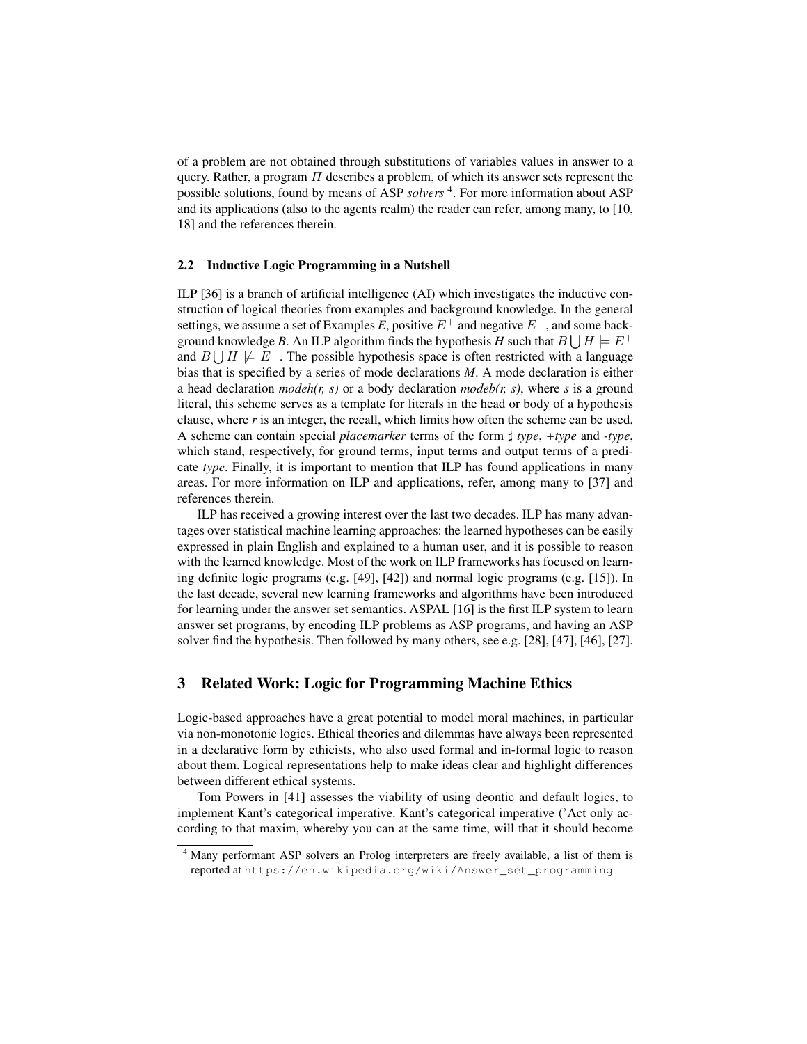of a problem are not obtained through substitutions of variables values in answer to a query. Rather, a program $\Pi$ describes a problem, of which its answer sets represent the possible solutions, found by means of ASP *solvers* [4]. For more information about ASP and its applications (also to the agents realm) the reader can refer, among many, to [10, 18] and the references therein.

### 2.2 Inductive Logic Programming in a Nutshell

ILP [36] is a branch of artificial intelligence (AI) which investigates the inductive construction of logical theories from examples and background knowledge. In the general settings, we assume a set of Examples *E*, positive $E^+$ and negative $E^-$, and some background knowledge *B*. An ILP algorithm finds the hypothesis *H* such that $B \bigcup H \models E^+$ and $B \bigcup H \not\models E^-$. The possible hypothesis space is often restricted with a language bias that is specified by a series of mode declarations *M*. A mode declaration is either a head declaration *modeh(r, s)* or a body declaration *modeb(r, s)*, where *s* is a ground literal, this scheme serves as a template for literals in the head or body of a hypothesis clause, where *r* is an integer, the recall, which limits how often the scheme can be used. A scheme can contain special *placemarker* terms of the form $\sharp$ *type*, *+type* and *-type*, which stand, respectively, for ground terms, input terms and output terms of a predicate *type*. Finally, it is important to mention that ILP has found applications in many areas. For more information on ILP and applications, refer, among many to [37] and references therein.

ILP has received a growing interest over the last two decades. ILP has many advantages over statistical machine learning approaches: the learned hypotheses can be easily expressed in plain English and explained to a human user, and it is possible to reason with the learned knowledge. Most of the work on ILP frameworks has focused on learning definite logic programs (e.g. [49], [42]) and normal logic programs (e.g. [15]). In the last decade, several new learning frameworks and algorithms have been introduced for learning under the answer set semantics. ASPAL [16] is the first ILP system to learn answer set programs, by encoding ILP problems as ASP programs, and having an ASP solver find the hypothesis. Then followed by many others, see e.g. [28], [47], [46], [27].

## 3 Related Work: Logic for Programming Machine Ethics

Logic-based approaches have a great potential to model moral machines, in particular via non-monotonic logics. Ethical theories and dilemmas have always been represented in a declarative form by ethicists, who also used formal and in-formal logic to reason about them. Logical representations help to make ideas clear and highlight differences between different ethical systems.

Tom Powers in [41] assesses the viability of using deontic and default logics, to implement Kant's categorical imperative. Kant's categorical imperative ('Act only according to that maxim, whereby you can at the same time, will that it should become

[4] Many performant ASP solvers an Prolog interpreters are freely available, a list of them is reported at `https://en.wikipedia.org/wiki/Answer_set_programming`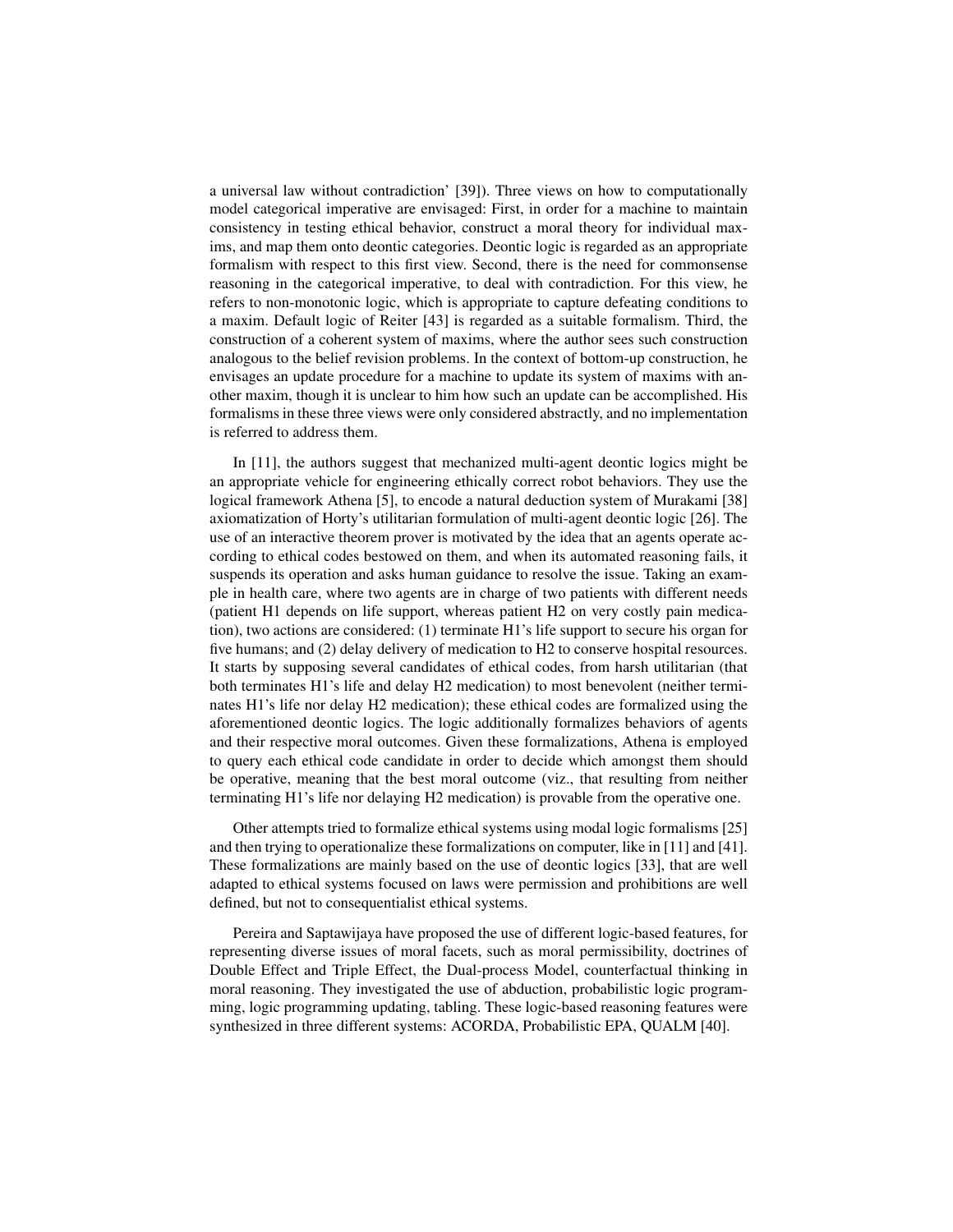a universal law without contradiction' [39]). Three views on how to computationally model categorical imperative are envisaged: First, in order for a machine to maintain consistency in testing ethical behavior, construct a moral theory for individual maxims, and map them onto deontic categories. Deontic logic is regarded as an appropriate formalism with respect to this first view. Second, there is the need for commonsense reasoning in the categorical imperative, to deal with contradiction. For this view, he refers to non-monotonic logic, which is appropriate to capture defeating conditions to a maxim. Default logic of Reiter [43] is regarded as a suitable formalism. Third, the construction of a coherent system of maxims, where the author sees such construction analogous to the belief revision problems. In the context of bottom-up construction, he envisages an update procedure for a machine to update its system of maxims with another maxim, though it is unclear to him how such an update can be accomplished. His formalisms in these three views were only considered abstractly, and no implementation is referred to address them.

In [11], the authors suggest that mechanized multi-agent deontic logics might be an appropriate vehicle for engineering ethically correct robot behaviors. They use the logical framework Athena [5], to encode a natural deduction system of Murakami [38] axiomatization of Horty's utilitarian formulation of multi-agent deontic logic [26]. The use of an interactive theorem prover is motivated by the idea that an agents operate according to ethical codes bestowed on them, and when its automated reasoning fails, it suspends its operation and asks human guidance to resolve the issue. Taking an example in health care, where two agents are in charge of two patients with different needs (patient H1 depends on life support, whereas patient H2 on very costly pain medication), two actions are considered: (1) terminate H1's life support to secure his organ for five humans; and (2) delay delivery of medication to H2 to conserve hospital resources. It starts by supposing several candidates of ethical codes, from harsh utilitarian (that both terminates H1's life and delay H2 medication) to most benevolent (neither terminates H1's life nor delay H2 medication); these ethical codes are formalized using the aforementioned deontic logics. The logic additionally formalizes behaviors of agents and their respective moral outcomes. Given these formalizations, Athena is employed to query each ethical code candidate in order to decide which amongst them should be operative, meaning that the best moral outcome (viz., that resulting from neither terminating H1's life nor delaying H2 medication) is provable from the operative one.

Other attempts tried to formalize ethical systems using modal logic formalisms [25] and then trying to operationalize these formalizations on computer, like in [11] and [41]. These formalizations are mainly based on the use of deontic logics [33], that are well adapted to ethical systems focused on laws were permission and prohibitions are well defined, but not to consequentialist ethical systems.

Pereira and Saptawijaya have proposed the use of different logic-based features, for representing diverse issues of moral facets, such as moral permissibility, doctrines of Double Effect and Triple Effect, the Dual-process Model, counterfactual thinking in moral reasoning. They investigated the use of abduction, probabilistic logic programming, logic programming updating, tabling. These logic-based reasoning features were synthesized in three different systems: ACORDA, Probabilistic EPA, QUALM [40].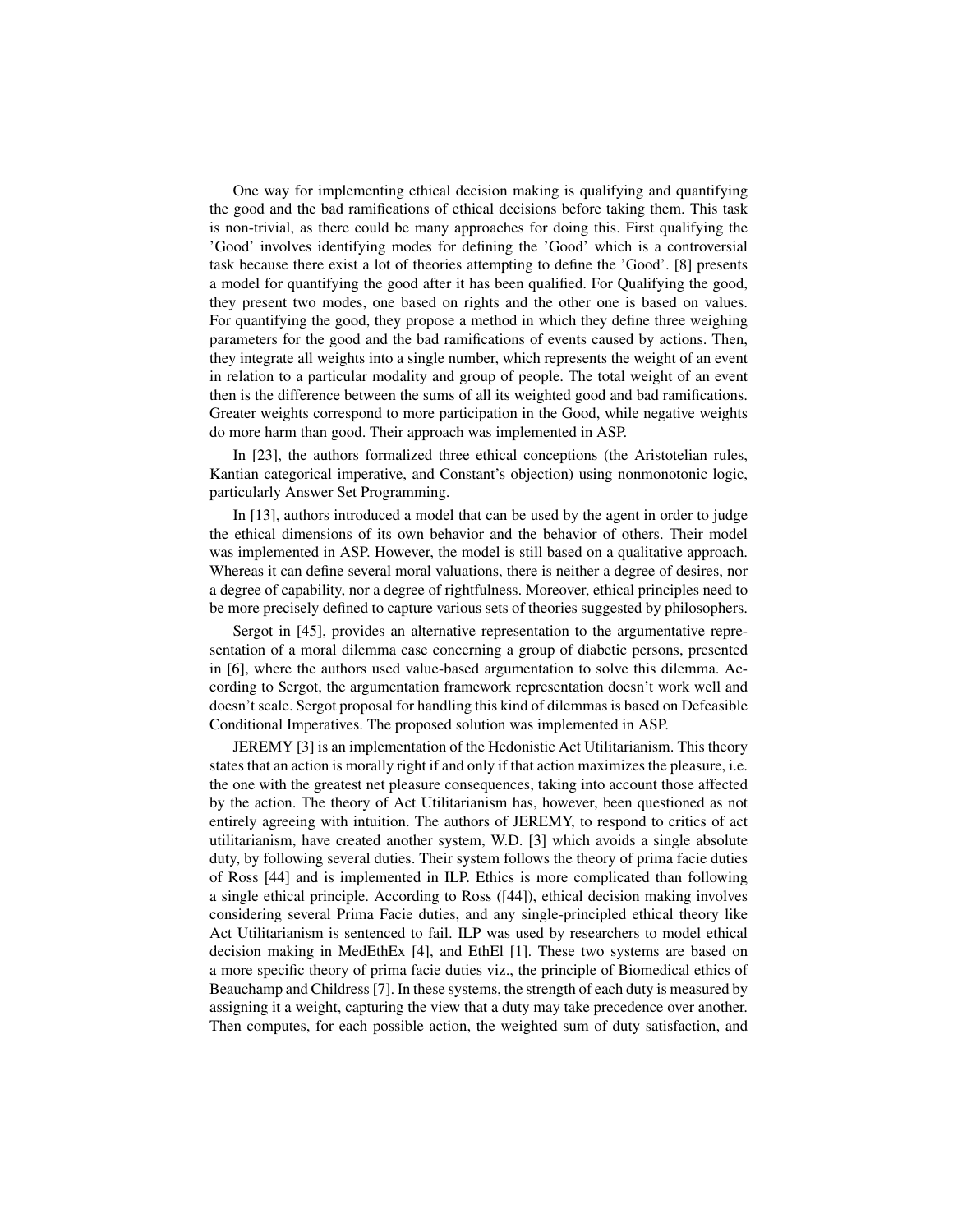One way for implementing ethical decision making is qualifying and quantifying the good and the bad ramifications of ethical decisions before taking them. This task is non-trivial, as there could be many approaches for doing this. First qualifying the 'Good' involves identifying modes for defining the 'Good' which is a controversial task because there exist a lot of theories attempting to define the 'Good'. [8] presents a model for quantifying the good after it has been qualified. For Qualifying the good, they present two modes, one based on rights and the other one is based on values. For quantifying the good, they propose a method in which they define three weighing parameters for the good and the bad ramifications of events caused by actions. Then, they integrate all weights into a single number, which represents the weight of an event in relation to a particular modality and group of people. The total weight of an event then is the difference between the sums of all its weighted good and bad ramifications. Greater weights correspond to more participation in the Good, while negative weights do more harm than good. Their approach was implemented in ASP.

In [23], the authors formalized three ethical conceptions (the Aristotelian rules, Kantian categorical imperative, and Constant's objection) using nonmonotonic logic, particularly Answer Set Programming.

In [13], authors introduced a model that can be used by the agent in order to judge the ethical dimensions of its own behavior and the behavior of others. Their model was implemented in ASP. However, the model is still based on a qualitative approach. Whereas it can define several moral valuations, there is neither a degree of desires, nor a degree of capability, nor a degree of rightfulness. Moreover, ethical principles need to be more precisely defined to capture various sets of theories suggested by philosophers.

Sergot in [45], provides an alternative representation to the argumentative representation of a moral dilemma case concerning a group of diabetic persons, presented in [6], where the authors used value-based argumentation to solve this dilemma. According to Sergot, the argumentation framework representation doesn't work well and doesn't scale. Sergot proposal for handling this kind of dilemmas is based on Defeasible Conditional Imperatives. The proposed solution was implemented in ASP.

JEREMY [3] is an implementation of the Hedonistic Act Utilitarianism. This theory states that an action is morally right if and only if that action maximizes the pleasure, i.e. the one with the greatest net pleasure consequences, taking into account those affected by the action. The theory of Act Utilitarianism has, however, been questioned as not entirely agreeing with intuition. The authors of JEREMY, to respond to critics of act utilitarianism, have created another system, W.D. [3] which avoids a single absolute duty, by following several duties. Their system follows the theory of prima facie duties of Ross [44] and is implemented in ILP. Ethics is more complicated than following a single ethical principle. According to Ross ([44]), ethical decision making involves considering several Prima Facie duties, and any single-principled ethical theory like Act Utilitarianism is sentenced to fail. ILP was used by researchers to model ethical decision making in MedEthEx [4], and EthEl [1]. These two systems are based on a more specific theory of prima facie duties viz., the principle of Biomedical ethics of Beauchamp and Childress [7]. In these systems, the strength of each duty is measured by assigning it a weight, capturing the view that a duty may take precedence over another. Then computes, for each possible action, the weighted sum of duty satisfaction, and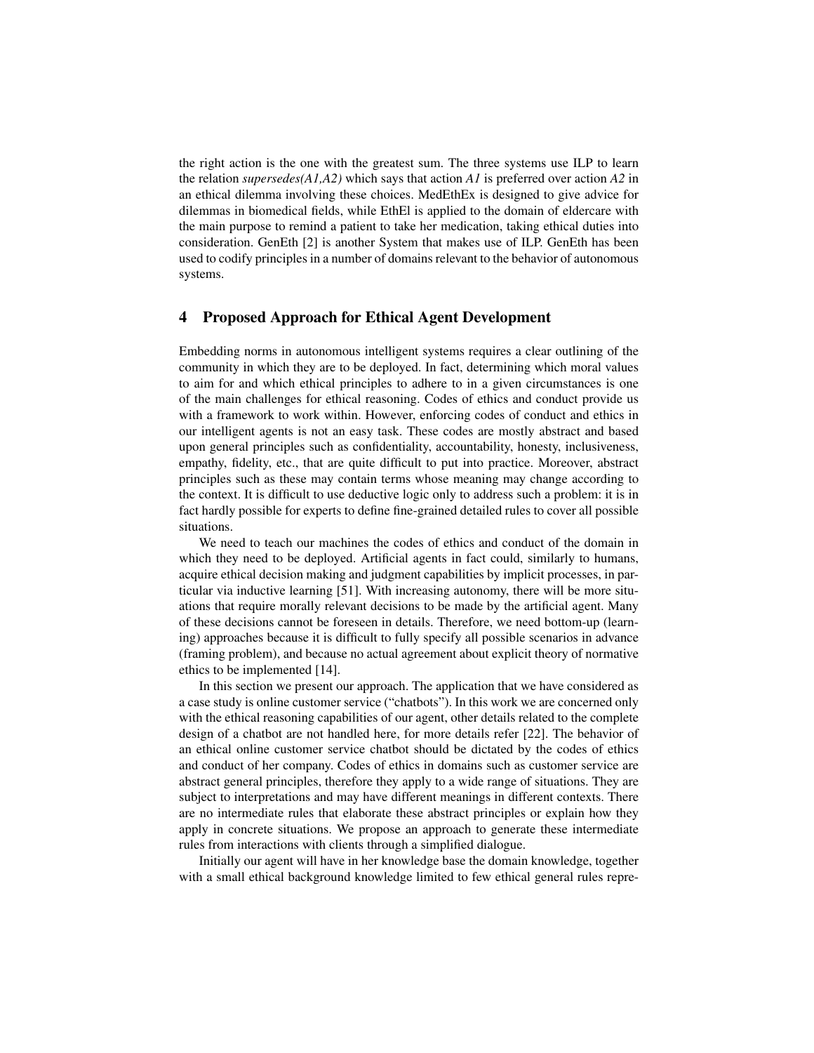the right action is the one with the greatest sum. The three systems use ILP to learn the relation *supersedes(A1,A2)* which says that action *A1* is preferred over action *A2* in an ethical dilemma involving these choices. MedEthEx is designed to give advice for dilemmas in biomedical fields, while EthEl is applied to the domain of eldercare with the main purpose to remind a patient to take her medication, taking ethical duties into consideration. GenEth [2] is another System that makes use of ILP. GenEth has been used to codify principles in a number of domains relevant to the behavior of autonomous systems.

## 4 Proposed Approach for Ethical Agent Development

Embedding norms in autonomous intelligent systems requires a clear outlining of the community in which they are to be deployed. In fact, determining which moral values to aim for and which ethical principles to adhere to in a given circumstances is one of the main challenges for ethical reasoning. Codes of ethics and conduct provide us with a framework to work within. However, enforcing codes of conduct and ethics in our intelligent agents is not an easy task. These codes are mostly abstract and based upon general principles such as confidentiality, accountability, honesty, inclusiveness, empathy, fidelity, etc., that are quite difficult to put into practice. Moreover, abstract principles such as these may contain terms whose meaning may change according to the context. It is difficult to use deductive logic only to address such a problem: it is in fact hardly possible for experts to define fine-grained detailed rules to cover all possible situations.

We need to teach our machines the codes of ethics and conduct of the domain in which they need to be deployed. Artificial agents in fact could, similarly to humans, acquire ethical decision making and judgment capabilities by implicit processes, in particular via inductive learning [51]. With increasing autonomy, there will be more situations that require morally relevant decisions to be made by the artificial agent. Many of these decisions cannot be foreseen in details. Therefore, we need bottom-up (learning) approaches because it is difficult to fully specify all possible scenarios in advance (framing problem), and because no actual agreement about explicit theory of normative ethics to be implemented [14].

In this section we present our approach. The application that we have considered as a case study is online customer service ("chatbots"). In this work we are concerned only with the ethical reasoning capabilities of our agent, other details related to the complete design of a chatbot are not handled here, for more details refer [22]. The behavior of an ethical online customer service chatbot should be dictated by the codes of ethics and conduct of her company. Codes of ethics in domains such as customer service are abstract general principles, therefore they apply to a wide range of situations. They are subject to interpretations and may have different meanings in different contexts. There are no intermediate rules that elaborate these abstract principles or explain how they apply in concrete situations. We propose an approach to generate these intermediate rules from interactions with clients through a simplified dialogue.

Initially our agent will have in her knowledge base the domain knowledge, together with a small ethical background knowledge limited to few ethical general rules repre-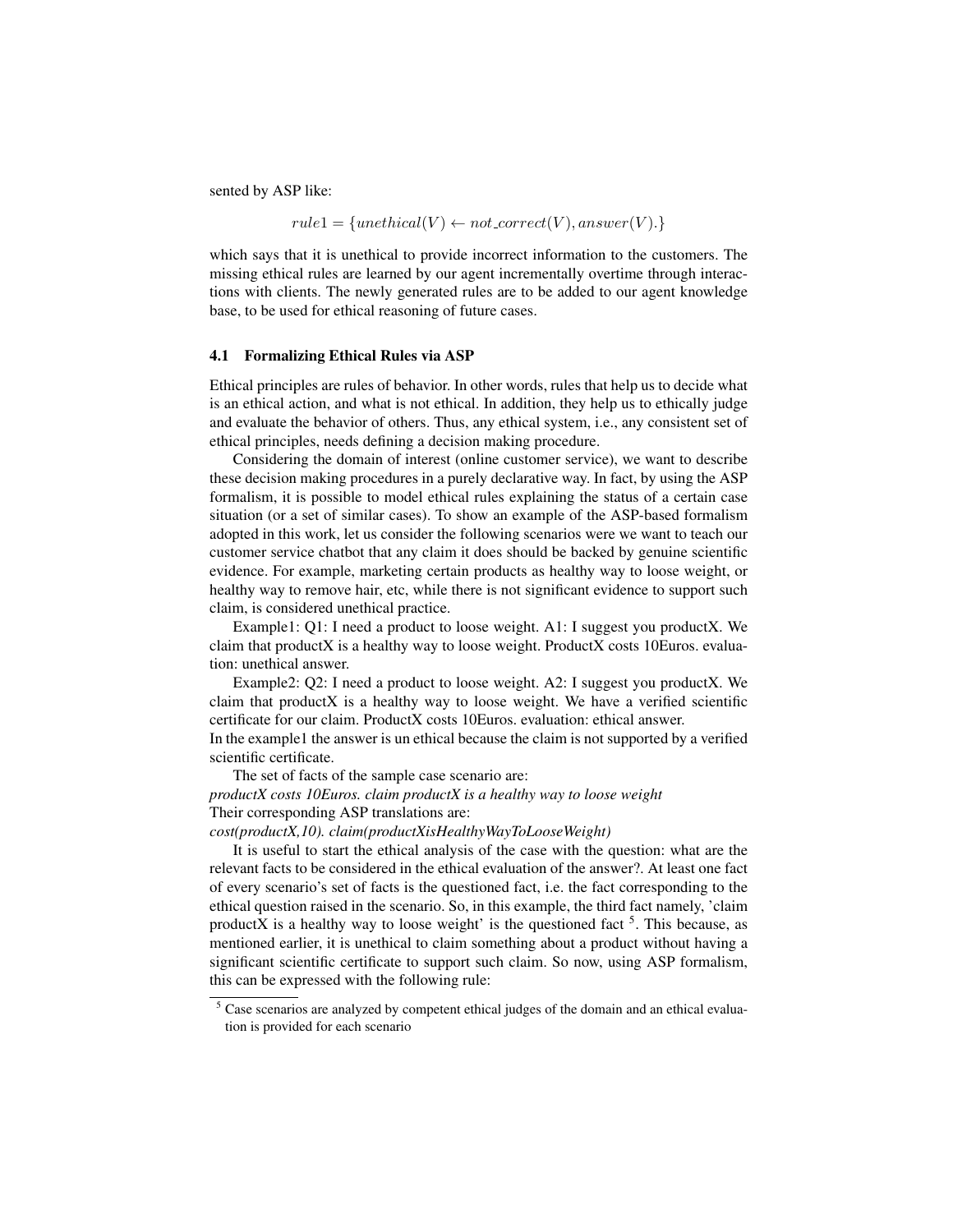sented by ASP like:

$$rule1 = \{unethical(V) \leftarrow not\_correct(V), answer(V).\}$$

which says that it is unethical to provide incorrect information to the customers. The missing ethical rules are learned by our agent incrementally overtime through interactions with clients. The newly generated rules are to be added to our agent knowledge base, to be used for ethical reasoning of future cases.

### 4.1 Formalizing Ethical Rules via ASP

Ethical principles are rules of behavior. In other words, rules that help us to decide what is an ethical action, and what is not ethical. In addition, they help us to ethically judge and evaluate the behavior of others. Thus, any ethical system, i.e., any consistent set of ethical principles, needs defining a decision making procedure.

Considering the domain of interest (online customer service), we want to describe these decision making procedures in a purely declarative way. In fact, by using the ASP formalism, it is possible to model ethical rules explaining the status of a certain case situation (or a set of similar cases). To show an example of the ASP-based formalism adopted in this work, let us consider the following scenarios were we want to teach our customer service chatbot that any claim it does should be backed by genuine scientific evidence. For example, marketing certain products as healthy way to loose weight, or healthy way to remove hair, etc, while there is not significant evidence to support such claim, is considered unethical practice.

Example1: Q1: I need a product to loose weight. A1: I suggest you productX. We claim that productX is a healthy way to loose weight. ProductX costs 10Euros. evaluation: unethical answer.

Example2: Q2: I need a product to loose weight. A2: I suggest you productX. We claim that productX is a healthy way to loose weight. We have a verified scientific certificate for our claim. ProductX costs 10Euros. evaluation: ethical answer.

In the example1 the answer is un ethical because the claim is not supported by a verified scientific certificate.

The set of facts of the sample case scenario are:

*productX costs 10Euros. claim productX is a healthy way to loose weight*

Their corresponding ASP translations are:

*cost(productX,10). claim(productXisHealthyWayToLooseWeight)*

It is useful to start the ethical analysis of the case with the question: what are the relevant facts to be considered in the ethical evaluation of the answer?. At least one fact of every scenario's set of facts is the questioned fact, i.e. the fact corresponding to the ethical question raised in the scenario. So, in this example, the third fact namely, 'claim productX is a healthy way to loose weight' is the questioned fact [5]. This because, as mentioned earlier, it is unethical to claim something about a product without having a significant scientific certificate to support such claim. So now, using ASP formalism, this can be expressed with the following rule:

[5] Case scenarios are analyzed by competent ethical judges of the domain and an ethical evaluation is provided for each scenario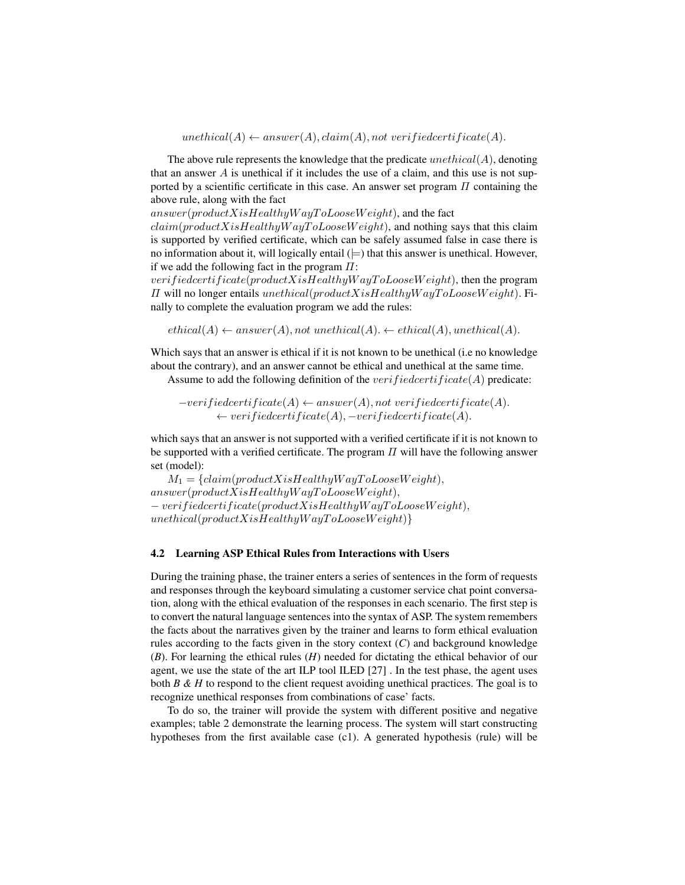$$unethical(A) \leftarrow answer(A), claim(A), not\ verifiedcertificate(A).$$

The above rule represents the knowledge that the predicate $unethical(A)$, denoting that an answer $A$ is unethical if it includes the use of a claim, and this use is not supported by a scientific certificate in this case. An answer set program $\Pi$ containing the above rule, along with the fact
$answer(productXisHealthyWayToLooseWeight)$, and the fact
$claim(productXisHealthyWayToLooseWeight)$, and nothing says that this claim is supported by verified certificate, which can be safely assumed false in case there is no information about it, will logically entail ($\models$) that this answer is unethical. However, if we add the following fact in the program $\Pi$:
$verifiedcertificate(productXisHealthyWayToLooseWeight)$, then the program $\Pi$ will no longer entails $unethical(productXisHealthyWayToLooseWeight)$. Finally to complete the evaluation program we add the rules:

$$ethical(A) \leftarrow answer(A), not\ unethical(A). \leftarrow ethical(A), unethical(A).$$

Which says that an answer is ethical if it is not known to be unethical (i.e no knowledge about the contrary), and an answer cannot be ethical and unethical at the same time.

Assume to add the following definition of the $verifiedcertificate(A)$ predicate:

$$-verifiedcertificate(A) \leftarrow answer(A), not\ verifiedcertificate(A).$$
$$\leftarrow verifiedcertificate(A), -verifiedcertificate(A).$$

which says that an answer is not supported with a verified certificate if it is not known to be supported with a verified certificate. The program $\Pi$ will have the following answer set (model):

$M_1 = \{claim(productXisHealthyWayToLooseWeight),$
$answer(productXisHealthyWayToLooseWeight),$
$-\ verifiedcertificate(productXisHealthyWayToLooseWeight),$
$unethical(productXisHealthyWayToLooseWeight)\}$

### 4.2 Learning ASP Ethical Rules from Interactions with Users

During the training phase, the trainer enters a series of sentences in the form of requests and responses through the keyboard simulating a customer service chat point conversation, along with the ethical evaluation of the responses in each scenario. The first step is to convert the natural language sentences into the syntax of ASP. The system remembers the facts about the narratives given by the trainer and learns to form ethical evaluation rules according to the facts given in the story context (*C*) and background knowledge (*B*). For learning the ethical rules (*H*) needed for dictating the ethical behavior of our agent, we use the state of the art ILP tool ILED [27] . In the test phase, the agent uses both *B & H* to respond to the client request avoiding unethical practices. The goal is to recognize unethical responses from combinations of case' facts.

To do so, the trainer will provide the system with different positive and negative examples; table 2 demonstrate the learning process. The system will start constructing hypotheses from the first available case (c1). A generated hypothesis (rule) will be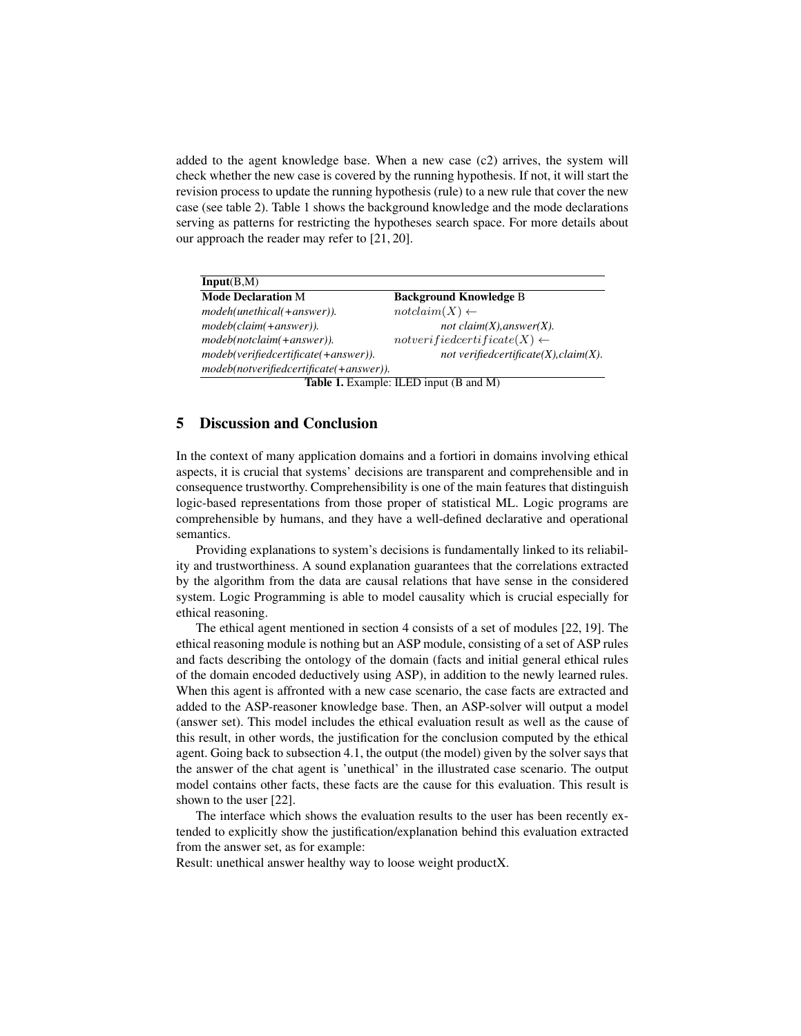added to the agent knowledge base. When a new case (c2) arrives, the system will check whether the new case is covered by the running hypothesis. If not, it will start the revision process to update the running hypothesis (rule) to a new rule that cover the new case (see table 2). Table 1 shows the background knowledge and the mode declarations serving as patterns for restricting the hypotheses search space. For more details about our approach the reader may refer to [21, 20].

| **Input**(B,M) | |
|---|---|
| **Mode Declaration** M | **Background Knowledge** B |
| *modeh(unethical(+answer)).* | $notclaim(X) \leftarrow$ |
| *modeb(claim(+answer)).* | *not claim(X),answer(X).* |
| *modeb(notclaim(+answer)).* | $notverifiedcertificate(X) \leftarrow$ |
| *modeb(verifiedcertificate(+answer)).* | *not verifiedcertificate(X),claim(X).* |
| *modeb(notverifiedcertificate(+answer)).* | |

**Table 1.** Example: ILED input (B and M)

## 5 Discussion and Conclusion

In the context of many application domains and a fortiori in domains involving ethical aspects, it is crucial that systems' decisions are transparent and comprehensible and in consequence trustworthy. Comprehensibility is one of the main features that distinguish logic-based representations from those proper of statistical ML. Logic programs are comprehensible by humans, and they have a well-defined declarative and operational semantics.

Providing explanations to system's decisions is fundamentally linked to its reliability and trustworthiness. A sound explanation guarantees that the correlations extracted by the algorithm from the data are causal relations that have sense in the considered system. Logic Programming is able to model causality which is crucial especially for ethical reasoning.

The ethical agent mentioned in section 4 consists of a set of modules [22, 19]. The ethical reasoning module is nothing but an ASP module, consisting of a set of ASP rules and facts describing the ontology of the domain (facts and initial general ethical rules of the domain encoded deductively using ASP), in addition to the newly learned rules. When this agent is affronted with a new case scenario, the case facts are extracted and added to the ASP-reasoner knowledge base. Then, an ASP-solver will output a model (answer set). This model includes the ethical evaluation result as well as the cause of this result, in other words, the justification for the conclusion computed by the ethical agent. Going back to subsection 4.1, the output (the model) given by the solver says that the answer of the chat agent is 'unethical' in the illustrated case scenario. The output model contains other facts, these facts are the cause for this evaluation. This result is shown to the user [22].

The interface which shows the evaluation results to the user has been recently extended to explicitly show the justification/explanation behind this evaluation extracted from the answer set, as for example:

Result: unethical answer healthy way to loose weight productX.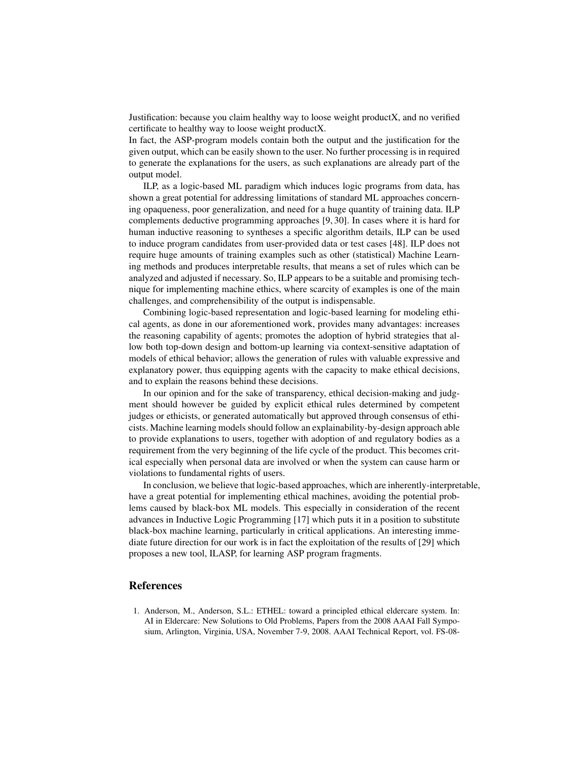Justification: because you claim healthy way to loose weight productX, and no verified certificate to healthy way to loose weight productX.
In fact, the ASP-program models contain both the output and the justification for the given output, which can be easily shown to the user. No further processing is in required to generate the explanations for the users, as such explanations are already part of the output model.

ILP, as a logic-based ML paradigm which induces logic programs from data, has shown a great potential for addressing limitations of standard ML approaches concerning opaqueness, poor generalization, and need for a huge quantity of training data. ILP complements deductive programming approaches [9, 30]. In cases where it is hard for human inductive reasoning to syntheses a specific algorithm details, ILP can be used to induce program candidates from user-provided data or test cases [48]. ILP does not require huge amounts of training examples such as other (statistical) Machine Learning methods and produces interpretable results, that means a set of rules which can be analyzed and adjusted if necessary. So, ILP appears to be a suitable and promising technique for implementing machine ethics, where scarcity of examples is one of the main challenges, and comprehensibility of the output is indispensable.

Combining logic-based representation and logic-based learning for modeling ethical agents, as done in our aforementioned work, provides many advantages: increases the reasoning capability of agents; promotes the adoption of hybrid strategies that allow both top-down design and bottom-up learning via context-sensitive adaptation of models of ethical behavior; allows the generation of rules with valuable expressive and explanatory power, thus equipping agents with the capacity to make ethical decisions, and to explain the reasons behind these decisions.

In our opinion and for the sake of transparency, ethical decision-making and judgment should however be guided by explicit ethical rules determined by competent judges or ethicists, or generated automatically but approved through consensus of ethicists. Machine learning models should follow an explainability-by-design approach able to provide explanations to users, together with adoption of and regulatory bodies as a requirement from the very beginning of the life cycle of the product. This becomes critical especially when personal data are involved or when the system can cause harm or violations to fundamental rights of users.

In conclusion, we believe that logic-based approaches, which are inherently-interpretable, have a great potential for implementing ethical machines, avoiding the potential problems caused by black-box ML models. This especially in consideration of the recent advances in Inductive Logic Programming [17] which puts it in a position to substitute black-box machine learning, particularly in critical applications. An interesting immediate future direction for our work is in fact the exploitation of the results of [29] which proposes a new tool, ILASP, for learning ASP program fragments.

## References

1. Anderson, M., Anderson, S.L.: ETHEL: toward a principled ethical eldercare system. In: AI in Eldercare: New Solutions to Old Problems, Papers from the 2008 AAAI Fall Symposium, Arlington, Virginia, USA, November 7-9, 2008. AAAI Technical Report, vol. FS-08-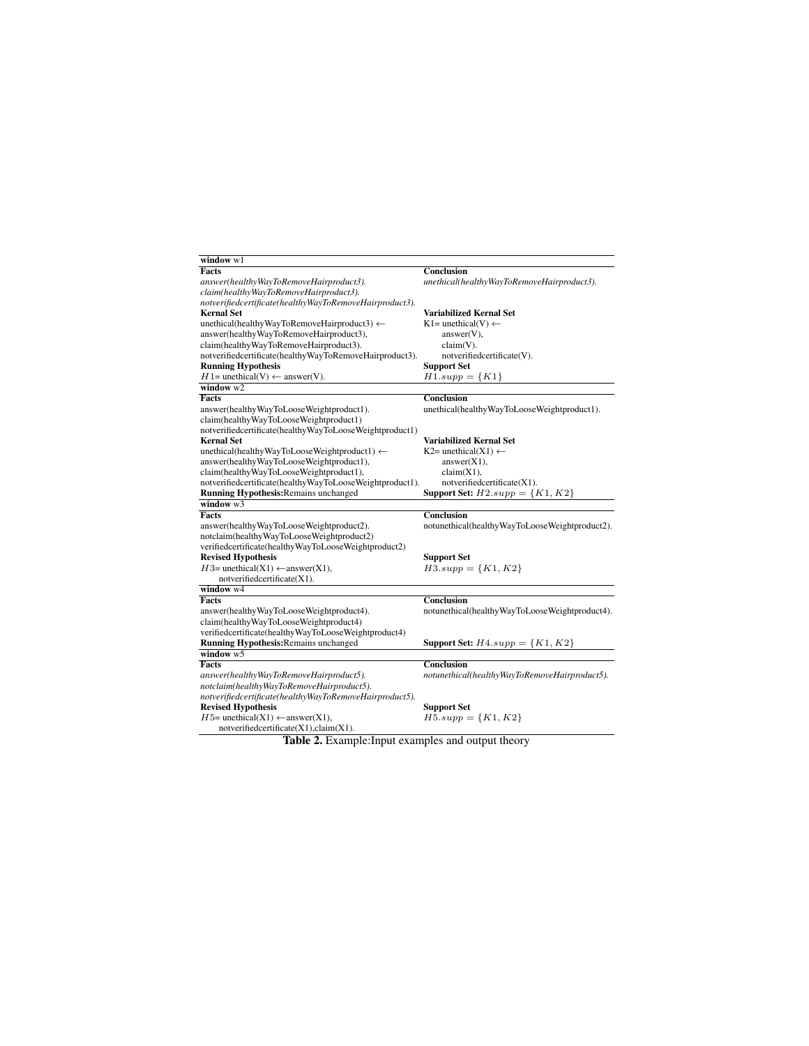| window w1 | |
|---|---|
| **Facts** | **Conclusion** |
| *answer(healthyWayToRemoveHairproduct3).* <br> *claim(healthyWayToRemoveHairproduct3).* <br> *notverifiedcertificate(healthyWayToRemoveHairproduct3).* | *unethical(healthyWayToRemoveHairproduct3).* |
| **Kernal Set** | **Variabilized Kernal Set** |
| unethical(healthyWayToRemoveHairproduct3) ← <br> answer(healthyWayToRemoveHairproduct3), <br> claim(healthyWayToRemoveHairproduct3). <br> notverifiedcertificate(healthyWayToRemoveHairproduct3). | K1= unethical(V) ← <br> answer(V), <br> claim(V). <br> notverifiedcertificate(V). |
| **Running Hypothesis** | **Support Set** |
| $H1$= unethical(V) ← answer(V). | $H1.supp = \{K1\}$ |
| **window w2** | |
| **Facts** | **Conclusion** |
| answer(healthyWayToLooseWeightproduct1). <br> claim(healthyWayToLooseWeightproduct1) <br> notverifiedcertificate(healthyWayToLooseWeightproduct1) | unethical(healthyWayToLooseWeightproduct1). |
| **Kernal Set** | **Variabilized Kernal Set** |
| unethical(healthyWayToLooseWeightproduct1) ← <br> answer(healthyWayToLooseWeightproduct1), <br> claim(healthyWayToLooseWeightproduct1), <br> notverifiedcertificate(healthyWayToLooseWeightproduct1). | K2= unethical(X1) ← <br> answer(X1), <br> claim(X1), <br> notverifiedcertificate(X1). |
| **Running Hypothesis:** Remains unchanged | **Support Set:** $H2.supp = \{K1, K2\}$ |
| **window w3** | |
| **Facts** | **Conclusion** |
| answer(healthyWayToLooseWeightproduct2). <br> notclaim(healthyWayToLooseWeightproduct2) <br> verifiedcertificate(healthyWayToLooseWeightproduct2) | notunethical(healthyWayToLooseWeightproduct2). |
| **Revised Hypothesis** | **Support Set** |
| $H3$= unethical(X1) ←answer(X1), <br> notverifiedcertificate(X1). | $H3.supp = \{K1, K2\}$ |
| **window w4** | |
| **Facts** | **Conclusion** |
| answer(healthyWayToLooseWeightproduct4). <br> claim(healthyWayToLooseWeightproduct4) <br> verifiedcertificate(healthyWayToLooseWeightproduct4) | notunethical(healthyWayToLooseWeightproduct4). |
| **Running Hypothesis:** Remains unchanged | **Support Set:** $H4.supp = \{K1, K2\}$ |
| **window w5** | |
| **Facts** | **Conclusion** |
| *answer(healthyWayToRemoveHairproduct5).* <br> *notclaim(healthyWayToRemoveHairproduct5).* <br> *notverifiedcertificate(healthyWayToRemoveHairproduct5).* | *notunethical(healthyWayToRemoveHairproduct5).* |
| **Revised Hypothesis** | **Support Set** |
| $H5$= unethical(X1) ←answer(X1), <br> notverifiedcertificate(X1),claim(X1). | $H5.supp = \{K1, K2\}$ |

**Table 2.** Example:Input examples and output theory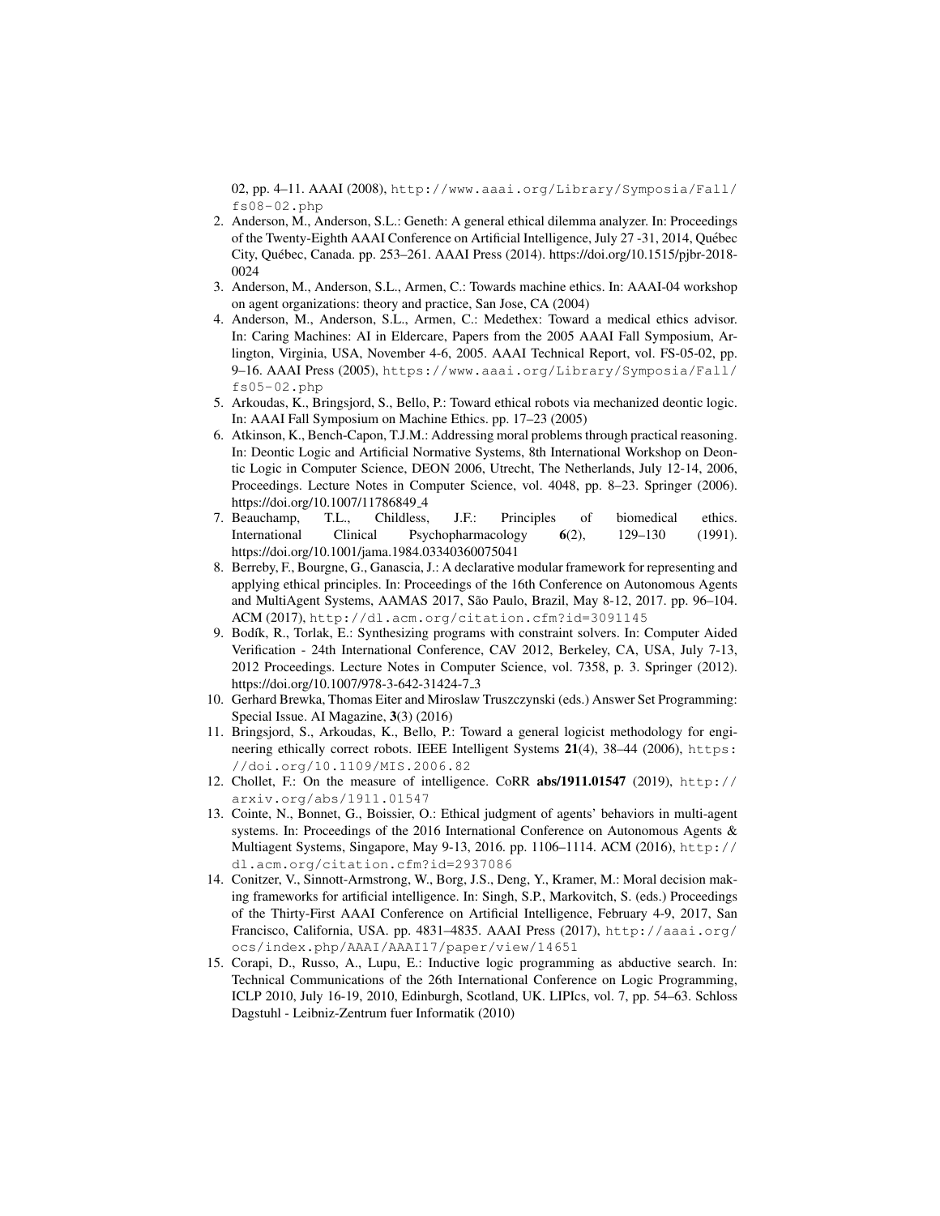02, pp. 4–11. AAAI (2008), http://www.aaai.org/Library/Symposia/Fall/fs08-02.php

2. Anderson, M., Anderson, S.L.: Geneth: A general ethical dilemma analyzer. In: Proceedings of the Twenty-Eighth AAAI Conference on Artificial Intelligence, July 27 -31, 2014, Québec City, Québec, Canada. pp. 253–261. AAAI Press (2014). https://doi.org/10.1515/pjbr-2018-0024
3. Anderson, M., Anderson, S.L., Armen, C.: Towards machine ethics. In: AAAI-04 workshop on agent organizations: theory and practice, San Jose, CA (2004)
4. Anderson, M., Anderson, S.L., Armen, C.: Medethex: Toward a medical ethics advisor. In: Caring Machines: AI in Eldercare, Papers from the 2005 AAAI Fall Symposium, Arlington, Virginia, USA, November 4-6, 2005. AAAI Technical Report, vol. FS-05-02, pp. 9–16. AAAI Press (2005), https://www.aaai.org/Library/Symposia/Fall/fs05-02.php
5. Arkoudas, K., Bringsjord, S., Bello, P.: Toward ethical robots via mechanized deontic logic. In: AAAI Fall Symposium on Machine Ethics. pp. 17–23 (2005)
6. Atkinson, K., Bench-Capon, T.J.M.: Addressing moral problems through practical reasoning. In: Deontic Logic and Artificial Normative Systems, 8th International Workshop on Deontic Logic in Computer Science, DEON 2006, Utrecht, The Netherlands, July 12-14, 2006, Proceedings. Lecture Notes in Computer Science, vol. 4048, pp. 8–23. Springer (2006). https://doi.org/10.1007/11786849_4
7. Beauchamp, T.L., Childless, J.F.: Principles of biomedical ethics. International Clinical Psychopharmacology **6**(2), 129–130 (1991). https://doi.org/10.1001/jama.1984.03340360075041
8. Berreby, F., Bourgne, G., Ganascia, J.: A declarative modular framework for representing and applying ethical principles. In: Proceedings of the 16th Conference on Autonomous Agents and MultiAgent Systems, AAMAS 2017, São Paulo, Brazil, May 8-12, 2017. pp. 96–104. ACM (2017), http://dl.acm.org/citation.cfm?id=3091145
9. Bodík, R., Torlak, E.: Synthesizing programs with constraint solvers. In: Computer Aided Verification - 24th International Conference, CAV 2012, Berkeley, CA, USA, July 7-13, 2012 Proceedings. Lecture Notes in Computer Science, vol. 7358, p. 3. Springer (2012). https://doi.org/10.1007/978-3-642-31424-7_3
10. Gerhard Brewka, Thomas Eiter and Miroslaw Truszczynski (eds.) Answer Set Programming: Special Issue. AI Magazine, **3**(3) (2016)
11. Bringsjord, S., Arkoudas, K., Bello, P.: Toward a general logicist methodology for engineering ethically correct robots. IEEE Intelligent Systems **21**(4), 38–44 (2006), https://doi.org/10.1109/MIS.2006.82
12. Chollet, F.: On the measure of intelligence. CoRR **abs/1911.01547** (2019), http://arxiv.org/abs/1911.01547
13. Cointe, N., Bonnet, G., Boissier, O.: Ethical judgment of agents' behaviors in multi-agent systems. In: Proceedings of the 2016 International Conference on Autonomous Agents & Multiagent Systems, Singapore, May 9-13, 2016. pp. 1106–1114. ACM (2016), http://dl.acm.org/citation.cfm?id=2937086
14. Conitzer, V., Sinnott-Armstrong, W., Borg, J.S., Deng, Y., Kramer, M.: Moral decision making frameworks for artificial intelligence. In: Singh, S.P., Markovitch, S. (eds.) Proceedings of the Thirty-First AAAI Conference on Artificial Intelligence, February 4-9, 2017, San Francisco, California, USA. pp. 4831–4835. AAAI Press (2017), http://aaai.org/ocs/index.php/AAAI/AAAI17/paper/view/14651
15. Corapi, D., Russo, A., Lupu, E.: Inductive logic programming as abductive search. In: Technical Communications of the 26th International Conference on Logic Programming, ICLP 2010, July 16-19, 2010, Edinburgh, Scotland, UK. LIPIcs, vol. 7, pp. 54–63. Schloss Dagstuhl - Leibniz-Zentrum fuer Informatik (2010)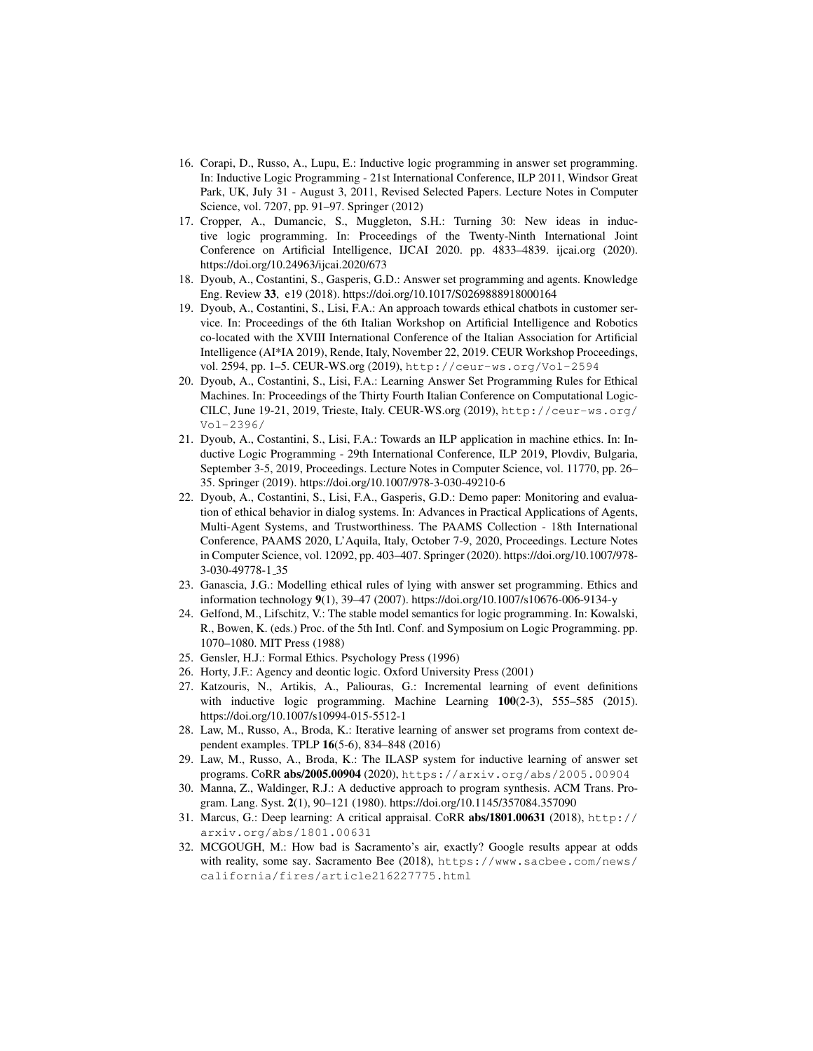16. Corapi, D., Russo, A., Lupu, E.: Inductive logic programming in answer set programming. In: Inductive Logic Programming - 21st International Conference, ILP 2011, Windsor Great Park, UK, July 31 - August 3, 2011, Revised Selected Papers. Lecture Notes in Computer Science, vol. 7207, pp. 91–97. Springer (2012)
17. Cropper, A., Dumancic, S., Muggleton, S.H.: Turning 30: New ideas in inductive logic programming. In: Proceedings of the Twenty-Ninth International Joint Conference on Artificial Intelligence, IJCAI 2020. pp. 4833–4839. ijcai.org (2020). https://doi.org/10.24963/ijcai.2020/673
18. Dyoub, A., Costantini, S., Gasperis, G.D.: Answer set programming and agents. Knowledge Eng. Review **33**, e19 (2018). https://doi.org/10.1017/S0269888918000164
19. Dyoub, A., Costantini, S., Lisi, F.A.: An approach towards ethical chatbots in customer service. In: Proceedings of the 6th Italian Workshop on Artificial Intelligence and Robotics co-located with the XVIII International Conference of the Italian Association for Artificial Intelligence (AI*IA 2019), Rende, Italy, November 22, 2019. CEUR Workshop Proceedings, vol. 2594, pp. 1–5. CEUR-WS.org (2019), `http://ceur-ws.org/Vol-2594`
20. Dyoub, A., Costantini, S., Lisi, F.A.: Learning Answer Set Programming Rules for Ethical Machines. In: Proceedings of the Thirty Fourth Italian Conference on Computational Logic-CILC, June 19-21, 2019, Trieste, Italy. CEUR-WS.org (2019), `http://ceur-ws.org/Vol-2396/`
21. Dyoub, A., Costantini, S., Lisi, F.A.: Towards an ILP application in machine ethics. In: Inductive Logic Programming - 29th International Conference, ILP 2019, Plovdiv, Bulgaria, September 3-5, 2019, Proceedings. Lecture Notes in Computer Science, vol. 11770, pp. 26–35. Springer (2019). https://doi.org/10.1007/978-3-030-49210-6
22. Dyoub, A., Costantini, S., Lisi, F.A., Gasperis, G.D.: Demo paper: Monitoring and evaluation of ethical behavior in dialog systems. In: Advances in Practical Applications of Agents, Multi-Agent Systems, and Trustworthiness. The PAAMS Collection - 18th International Conference, PAAMS 2020, L'Aquila, Italy, October 7-9, 2020, Proceedings. Lecture Notes in Computer Science, vol. 12092, pp. 403–407. Springer (2020). https://doi.org/10.1007/978-3-030-49778-1_35
23. Ganascia, J.G.: Modelling ethical rules of lying with answer set programming. Ethics and information technology **9**(1), 39–47 (2007). https://doi.org/10.1007/s10676-006-9134-y
24. Gelfond, M., Lifschitz, V.: The stable model semantics for logic programming. In: Kowalski, R., Bowen, K. (eds.) Proc. of the 5th Intl. Conf. and Symposium on Logic Programming. pp. 1070–1080. MIT Press (1988)
25. Gensler, H.J.: Formal Ethics. Psychology Press (1996)
26. Horty, J.F.: Agency and deontic logic. Oxford University Press (2001)
27. Katzouris, N., Artikis, A., Paliouras, G.: Incremental learning of event definitions with inductive logic programming. Machine Learning **100**(2-3), 555–585 (2015). https://doi.org/10.1007/s10994-015-5512-1
28. Law, M., Russo, A., Broda, K.: Iterative learning of answer set programs from context dependent examples. TPLP **16**(5-6), 834–848 (2016)
29. Law, M., Russo, A., Broda, K.: The ILASP system for inductive learning of answer set programs. CoRR **abs/2005.00904** (2020), `https://arxiv.org/abs/2005.00904`
30. Manna, Z., Waldinger, R.J.: A deductive approach to program synthesis. ACM Trans. Program. Lang. Syst. **2**(1), 90–121 (1980). https://doi.org/10.1145/357084.357090
31. Marcus, G.: Deep learning: A critical appraisal. CoRR **abs/1801.00631** (2018), `http://arxiv.org/abs/1801.00631`
32. MCGOUGH, M.: How bad is Sacramento's air, exactly? Google results appear at odds with reality, some say. Sacramento Bee (2018), `https://www.sacbee.com/news/california/fires/article216227775.html`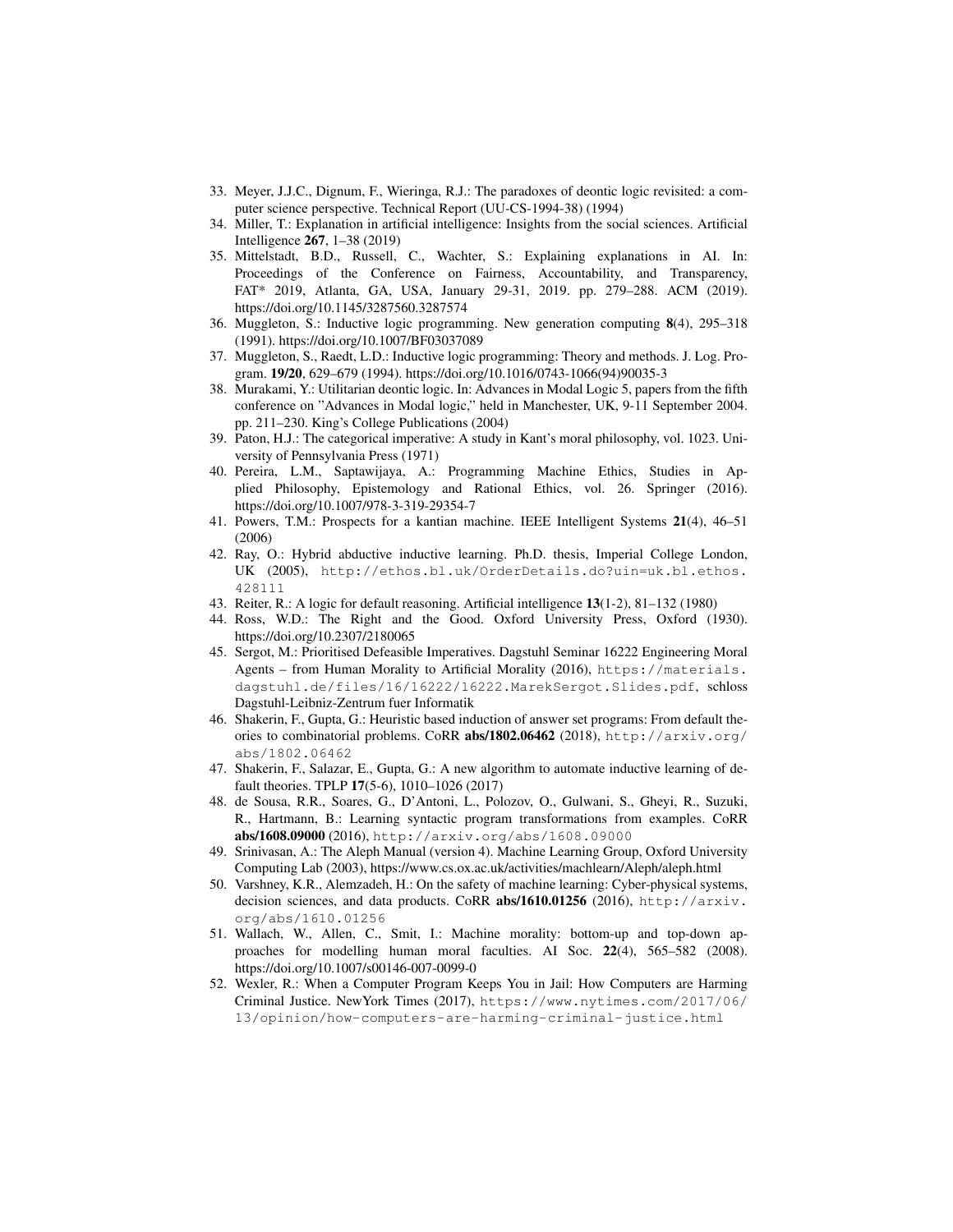33. Meyer, J.J.C., Dignum, F., Wieringa, R.J.: The paradoxes of deontic logic revisited: a computer science perspective. Technical Report (UU-CS-1994-38) (1994)
34. Miller, T.: Explanation in artificial intelligence: Insights from the social sciences. Artificial Intelligence **267**, 1–38 (2019)
35. Mittelstadt, B.D., Russell, C., Wachter, S.: Explaining explanations in AI. In: Proceedings of the Conference on Fairness, Accountability, and Transparency, FAT* 2019, Atlanta, GA, USA, January 29-31, 2019. pp. 279–288. ACM (2019). https://doi.org/10.1145/3287560.3287574
36. Muggleton, S.: Inductive logic programming. New generation computing **8**(4), 295–318 (1991). https://doi.org/10.1007/BF03037089
37. Muggleton, S., Raedt, L.D.: Inductive logic programming: Theory and methods. J. Log. Program. **19/20**, 629–679 (1994). https://doi.org/10.1016/0743-1066(94)90035-3
38. Murakami, Y.: Utilitarian deontic logic. In: Advances in Modal Logic 5, papers from the fifth conference on "Advances in Modal logic," held in Manchester, UK, 9-11 September 2004. pp. 211–230. King's College Publications (2004)
39. Paton, H.J.: The categorical imperative: A study in Kant's moral philosophy, vol. 1023. University of Pennsylvania Press (1971)
40. Pereira, L.M., Saptawijaya, A.: Programming Machine Ethics, Studies in Applied Philosophy, Epistemology and Rational Ethics, vol. 26. Springer (2016). https://doi.org/10.1007/978-3-319-29354-7
41. Powers, T.M.: Prospects for a kantian machine. IEEE Intelligent Systems **21**(4), 46–51 (2006)
42. Ray, O.: Hybrid abductive inductive learning. Ph.D. thesis, Imperial College London, UK (2005), `http://ethos.bl.uk/OrderDetails.do?uin=uk.bl.ethos.428111`
43. Reiter, R.: A logic for default reasoning. Artificial intelligence **13**(1-2), 81–132 (1980)
44. Ross, W.D.: The Right and the Good. Oxford University Press, Oxford (1930). https://doi.org/10.2307/2180065
45. Sergot, M.: Prioritised Defeasible Imperatives. Dagstuhl Seminar 16222 Engineering Moral Agents – from Human Morality to Artificial Morality (2016), `https://materials.dagstuhl.de/files/16/16222/16222.MarekSergot.Slides.pdf`, schloss Dagstuhl-Leibniz-Zentrum fuer Informatik
46. Shakerin, F., Gupta, G.: Heuristic based induction of answer set programs: From default theories to combinatorial problems. CoRR **abs/1802.06462** (2018), `http://arxiv.org/abs/1802.06462`
47. Shakerin, F., Salazar, E., Gupta, G.: A new algorithm to automate inductive learning of default theories. TPLP **17**(5-6), 1010–1026 (2017)
48. de Sousa, R.R., Soares, G., D'Antoni, L., Polozov, O., Gulwani, S., Gheyi, R., Suzuki, R., Hartmann, B.: Learning syntactic program transformations from examples. CoRR **abs/1608.09000** (2016), `http://arxiv.org/abs/1608.09000`
49. Srinivasan, A.: The Aleph Manual (version 4). Machine Learning Group, Oxford University Computing Lab (2003), https://www.cs.ox.ac.uk/activities/machlearn/Aleph/aleph.html
50. Varshney, K.R., Alemzadeh, H.: On the safety of machine learning: Cyber-physical systems, decision sciences, and data products. CoRR **abs/1610.01256** (2016), `http://arxiv.org/abs/1610.01256`
51. Wallach, W., Allen, C., Smit, I.: Machine morality: bottom-up and top-down approaches for modelling human moral faculties. AI Soc. **22**(4), 565–582 (2008). https://doi.org/10.1007/s00146-007-0099-0
52. Wexler, R.: When a Computer Program Keeps You in Jail: How Computers are Harming Criminal Justice. NewYork Times (2017), `https://www.nytimes.com/2017/06/13/opinion/how-computers-are-harming-criminal-justice.html`